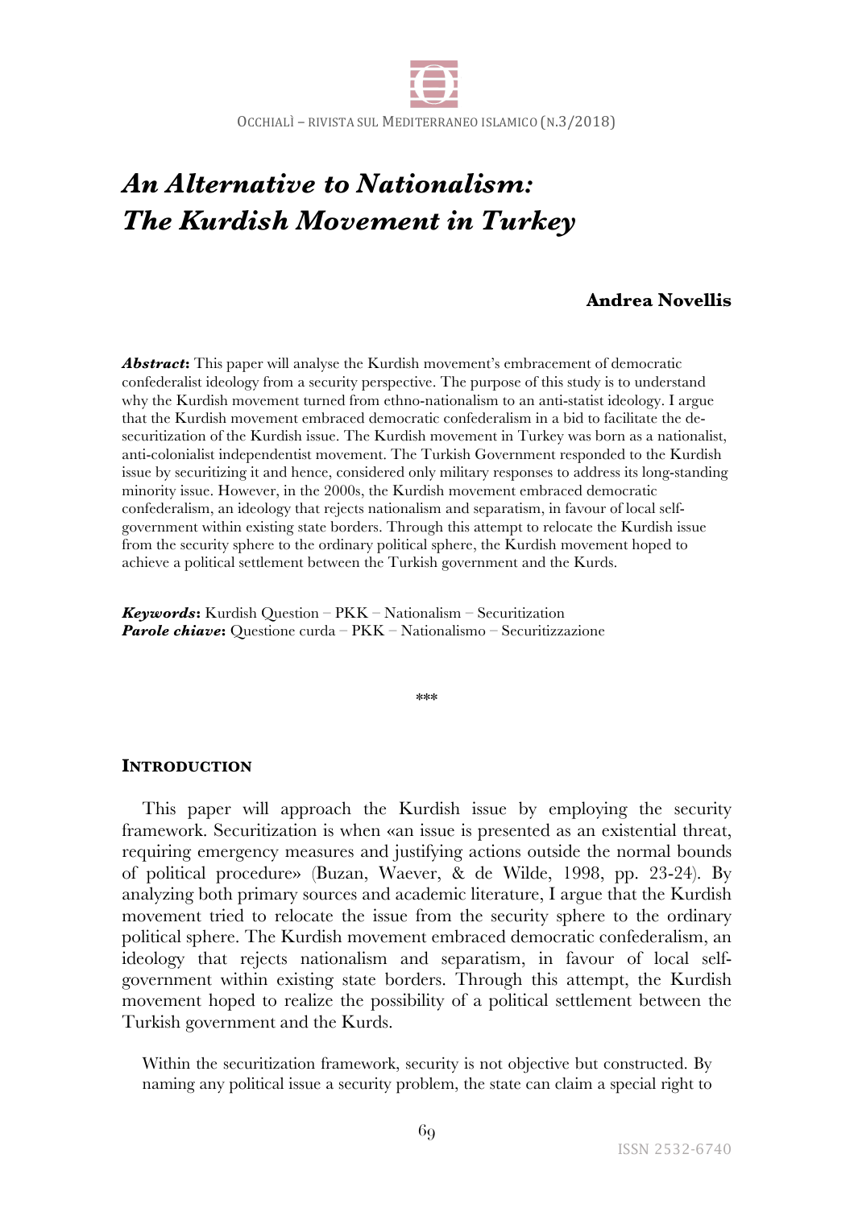# *An Alternative to Nationalism: The Kurdish Movement in Turkey*

**Andrea Novellis**

***Abstract*:** This paper will analyse the Kurdish movement's embracement of democratic confederalist ideology from a security perspective. The purpose of this study is to understand why the Kurdish movement turned from ethno-nationalism to an anti-statist ideology. I argue that the Kurdish movement embraced democratic confederalism in a bid to facilitate the de-securitization of the Kurdish issue. The Kurdish movement in Turkey was born as a nationalist, anti-colonialist independentist movement. The Turkish Government responded to the Kurdish issue by securitizing it and hence, considered only military responses to address its long-standing minority issue. However, in the 2000s, the Kurdish movement embraced democratic confederalism, an ideology that rejects nationalism and separatism, in favour of local self-government within existing state borders. Through this attempt to relocate the Kurdish issue from the security sphere to the ordinary political sphere, the Kurdish movement hoped to achieve a political settlement between the Turkish government and the Kurds.

***Keywords*:** Kurdish Question – PKK – Nationalism – Securitization
***Parole chiave*:** Questione curda – PKK – Nationalismo – Securitizzazione

\*\*\*

## Introduction

This paper will approach the Kurdish issue by employing the security framework. Securitization is when «an issue is presented as an existential threat, requiring emergency measures and justifying actions outside the normal bounds of political procedure» (Buzan, Waever, & de Wilde, 1998, pp. 23-24). By analyzing both primary sources and academic literature, I argue that the Kurdish movement tried to relocate the issue from the security sphere to the ordinary political sphere. The Kurdish movement embraced democratic confederalism, an ideology that rejects nationalism and separatism, in favour of local self-government within existing state borders. Through this attempt, the Kurdish movement hoped to realize the possibility of a political settlement between the Turkish government and the Kurds.

> Within the securitization framework, security is not objective but constructed. By naming any political issue a security problem, the state can claim a special right to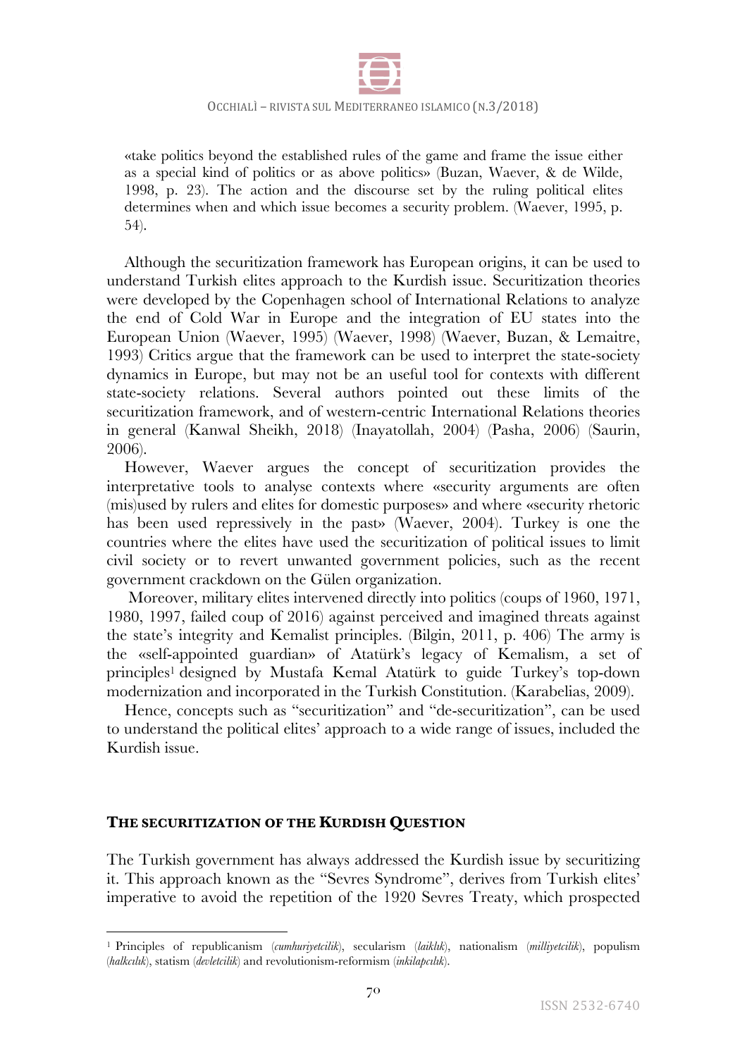«take politics beyond the established rules of the game and frame the issue either as a special kind of politics or as above politics» (Buzan, Waever, & de Wilde, 1998, p. 23). The action and the discourse set by the ruling political elites determines when and which issue becomes a security problem. (Waever, 1995, p. 54).

Although the securitization framework has European origins, it can be used to understand Turkish elites approach to the Kurdish issue. Securitization theories were developed by the Copenhagen school of International Relations to analyze the end of Cold War in Europe and the integration of EU states into the European Union (Waever, 1995) (Waever, 1998) (Waever, Buzan, & Lemaitre, 1993) Critics argue that the framework can be used to interpret the state-society dynamics in Europe, but may not be an useful tool for contexts with different state-society relations. Several authors pointed out these limits of the securitization framework, and of western-centric International Relations theories in general (Kanwal Sheikh, 2018) (Inayatollah, 2004) (Pasha, 2006) (Saurin, 2006).

However, Waever argues the concept of securitization provides the interpretative tools to analyse contexts where «security arguments are often (mis)used by rulers and elites for domestic purposes» and where «security rhetoric has been used repressively in the past» (Waever, 2004). Turkey is one the countries where the elites have used the securitization of political issues to limit civil society or to revert unwanted government policies, such as the recent government crackdown on the Gülen organization.

Moreover, military elites intervened directly into politics (coups of 1960, 1971, 1980, 1997, failed coup of 2016) against perceived and imagined threats against the state's integrity and Kemalist principles. (Bilgin, 2011, p. 406) The army is the «self-appointed guardian» of Atatürk's legacy of Kemalism, a set of principles[1] designed by Mustafa Kemal Atatürk to guide Turkey's top-down modernization and incorporated in the Turkish Constitution. (Karabelias, 2009).

Hence, concepts such as "securitization" and "de-securitization", can be used to understand the political elites' approach to a wide range of issues, included the Kurdish issue.

## THE SECURITIZATION OF THE KURDISH QUESTION

The Turkish government has always addressed the Kurdish issue by securitizing it. This approach known as the "Sevres Syndrome", derives from Turkish elites' imperative to avoid the repetition of the 1920 Sevres Treaty, which prospected

---

[1] Principles of republicanism (*cumhuriyetcilik*), secularism (*laiklık*), nationalism (*milliyetcilik*), populism (*halkcılık*), statism (*devletcilik*) and revolutionism-reformism (*inkilapcılık*).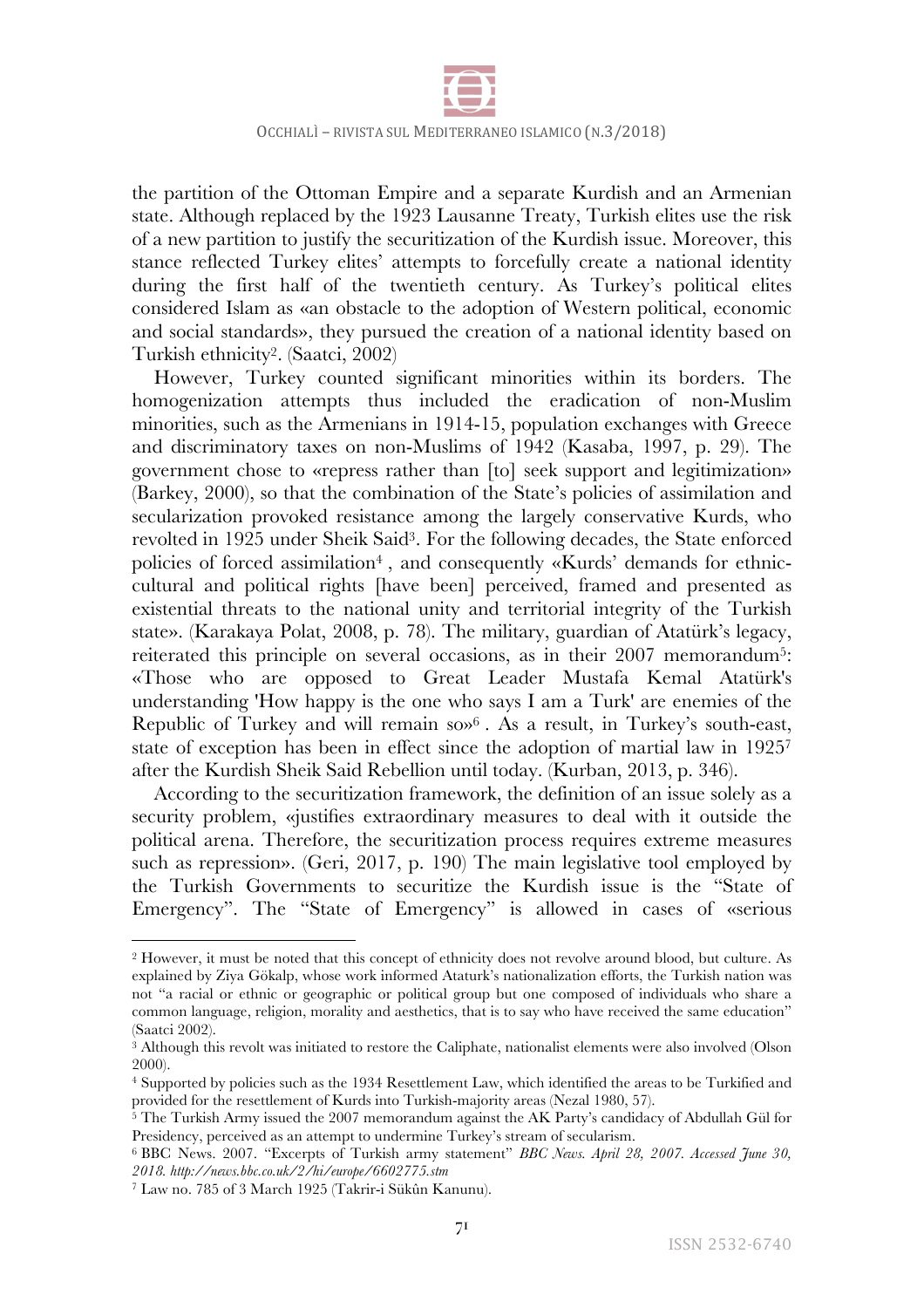the partition of the Ottoman Empire and a separate Kurdish and an Armenian state. Although replaced by the 1923 Lausanne Treaty, Turkish elites use the risk of a new partition to justify the securitization of the Kurdish issue. Moreover, this stance reflected Turkey elites' attempts to forcefully create a national identity during the first half of the twentieth century. As Turkey's political elites considered Islam as «an obstacle to the adoption of Western political, economic and social standards», they pursued the creation of a national identity based on Turkish ethnicity[2]. (Saatci, 2002)

However, Turkey counted significant minorities within its borders. The homogenization attempts thus included the eradication of non-Muslim minorities, such as the Armenians in 1914-15, population exchanges with Greece and discriminatory taxes on non-Muslims of 1942 (Kasaba, 1997, p. 29). The government chose to «repress rather than [to] seek support and legitimization» (Barkey, 2000), so that the combination of the State's policies of assimilation and secularization provoked resistance among the largely conservative Kurds, who revolted in 1925 under Sheik Said[3]. For the following decades, the State enforced policies of forced assimilation[4], and consequently «Kurds' demands for ethnic-cultural and political rights [have been] perceived, framed and presented as existential threats to the national unity and territorial integrity of the Turkish state». (Karakaya Polat, 2008, p. 78). The military, guardian of Atatürk's legacy, reiterated this principle on several occasions, as in their 2007 memorandum[5]: «Those who are opposed to Great Leader Mustafa Kemal Atatürk's understanding 'How happy is the one who says I am a Turk' are enemies of the Republic of Turkey and will remain so»[6]. As a result, in Turkey's south-east, state of exception has been in effect since the adoption of martial law in 1925[7] after the Kurdish Sheik Said Rebellion until today. (Kurban, 2013, p. 346).

According to the securitization framework, the definition of an issue solely as a security problem, «justifies extraordinary measures to deal with it outside the political arena. Therefore, the securitization process requires extreme measures such as repression». (Geri, 2017, p. 190) The main legislative tool employed by the Turkish Governments to securitize the Kurdish issue is the "State of Emergency". The "State of Emergency" is allowed in cases of «serious

---

[2] However, it must be noted that this concept of ethnicity does not revolve around blood, but culture. As explained by Ziya Gökalp, whose work informed Ataturk's nationalization efforts, the Turkish nation was not "a racial or ethnic or geographic or political group but one composed of individuals who share a common language, religion, morality and aesthetics, that is to say who have received the same education" (Saatci 2002).

[3] Although this revolt was initiated to restore the Caliphate, nationalist elements were also involved (Olson 2000).

[4] Supported by policies such as the 1934 Resettlement Law, which identified the areas to be Turkified and provided for the resettlement of Kurds into Turkish-majority areas (Nezal 1980, 57).

[5] The Turkish Army issued the 2007 memorandum against the AK Party's candidacy of Abdullah Gül for Presidency, perceived as an attempt to undermine Turkey's stream of secularism.

[6] BBC News. 2007. "Excerpts of Turkish army statement" *BBC News. April 28, 2007. Accessed June 30, 2018. http://news.bbc.co.uk/2/hi/europe/6602775.stm*

[7] Law no. 785 of 3 March 1925 (Takrir-i Sükûn Kanunu).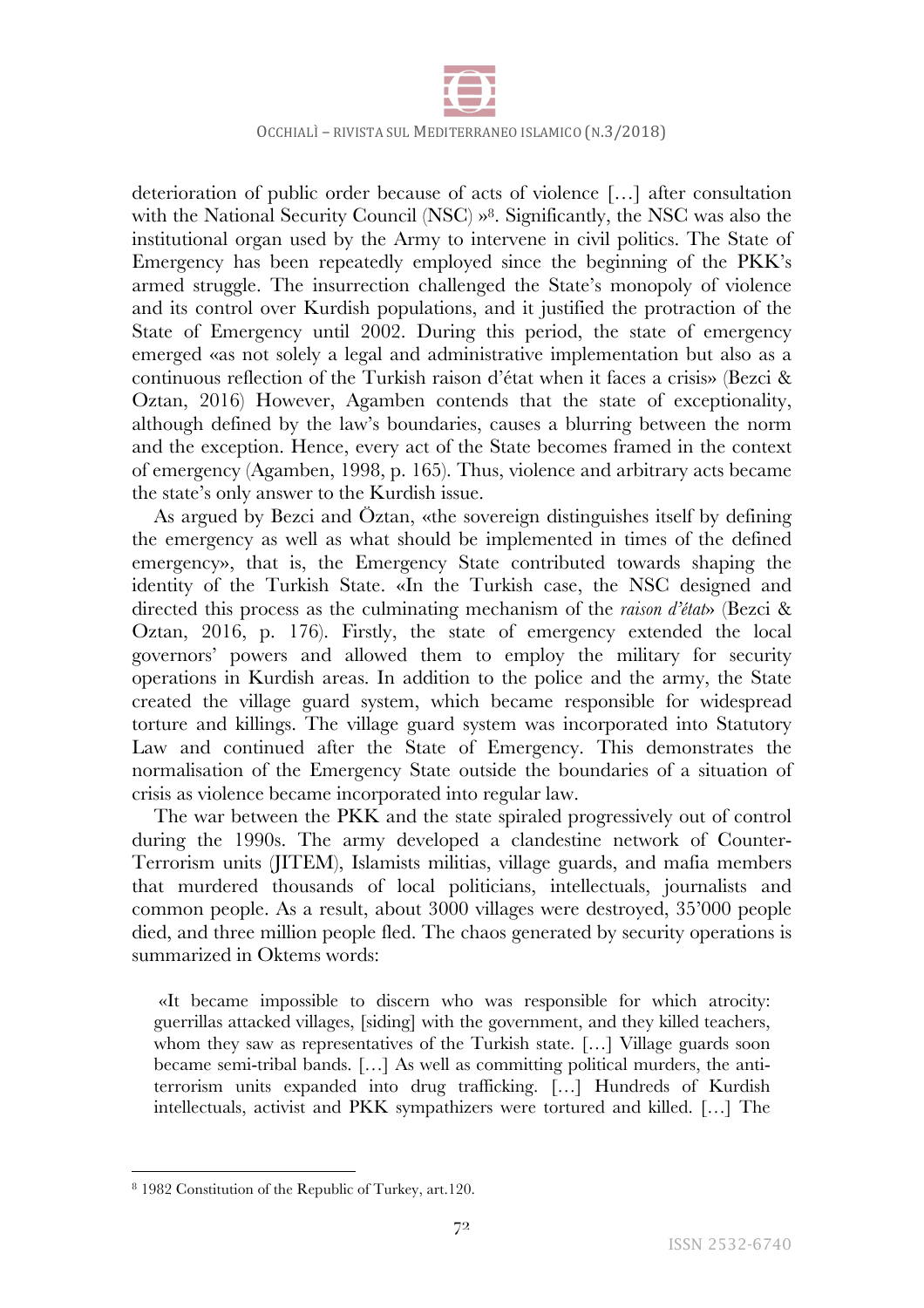deterioration of public order because of acts of violence […] after consultation with the National Security Council (NSC) »[8]. Significantly, the NSC was also the institutional organ used by the Army to intervene in civil politics. The State of Emergency has been repeatedly employed since the beginning of the PKK's armed struggle. The insurrection challenged the State's monopoly of violence and its control over Kurdish populations, and it justified the protraction of the State of Emergency until 2002. During this period, the state of emergency emerged «as not solely a legal and administrative implementation but also as a continuous reflection of the Turkish raison d'état when it faces a crisis» (Bezci & Oztan, 2016) However, Agamben contends that the state of exceptionality, although defined by the law's boundaries, causes a blurring between the norm and the exception. Hence, every act of the State becomes framed in the context of emergency (Agamben, 1998, p. 165). Thus, violence and arbitrary acts became the state's only answer to the Kurdish issue.

As argued by Bezci and Öztan, «the sovereign distinguishes itself by defining the emergency as well as what should be implemented in times of the defined emergency», that is, the Emergency State contributed towards shaping the identity of the Turkish State. «In the Turkish case, the NSC designed and directed this process as the culminating mechanism of the *raison d'état*» (Bezci & Oztan, 2016, p. 176). Firstly, the state of emergency extended the local governors' powers and allowed them to employ the military for security operations in Kurdish areas. In addition to the police and the army, the State created the village guard system, which became responsible for widespread torture and killings. The village guard system was incorporated into Statutory Law and continued after the State of Emergency. This demonstrates the normalisation of the Emergency State outside the boundaries of a situation of crisis as violence became incorporated into regular law.

The war between the PKK and the state spiraled progressively out of control during the 1990s. The army developed a clandestine network of Counter-Terrorism units (JITEM), Islamists militias, village guards, and mafia members that murdered thousands of local politicians, intellectuals, journalists and common people. As a result, about 3000 villages were destroyed, 35'000 people died, and three million people fled. The chaos generated by security operations is summarized in Oktems words:

> «It became impossible to discern who was responsible for which atrocity: guerrillas attacked villages, [siding] with the government, and they killed teachers, whom they saw as representatives of the Turkish state. […] Village guards soon became semi-tribal bands. […] As well as committing political murders, the anti-terrorism units expanded into drug trafficking. […] Hundreds of Kurdish intellectuals, activist and PKK sympathizers were tortured and killed. […] The

---

[8] 1982 Constitution of the Republic of Turkey, art.120.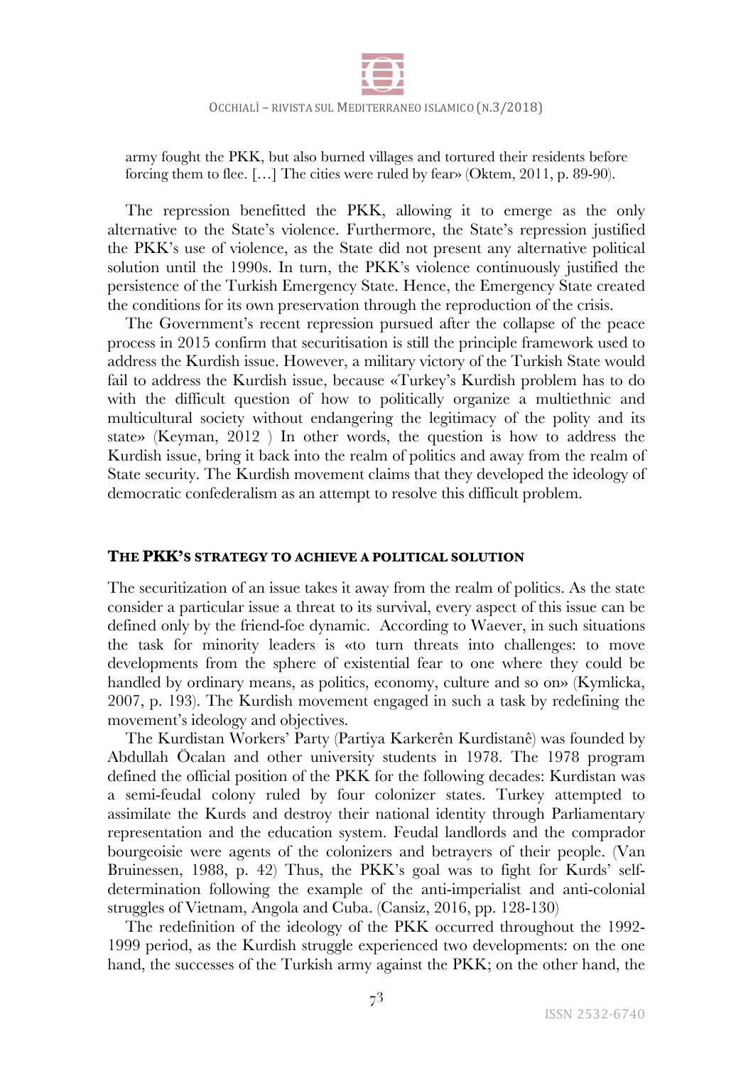army fought the PKK, but also burned villages and tortured their residents before forcing them to flee. […] The cities were ruled by fear» (Oktem, 2011, p. 89-90).

The repression benefitted the PKK, allowing it to emerge as the only alternative to the State's violence. Furthermore, the State's repression justified the PKK's use of violence, as the State did not present any alternative political solution until the 1990s. In turn, the PKK's violence continuously justified the persistence of the Turkish Emergency State. Hence, the Emergency State created the conditions for its own preservation through the reproduction of the crisis.

The Government's recent repression pursued after the collapse of the peace process in 2015 confirm that securitisation is still the principle framework used to address the Kurdish issue. However, a military victory of the Turkish State would fail to address the Kurdish issue, because «Turkey's Kurdish problem has to do with the difficult question of how to politically organize a multiethnic and multicultural society without endangering the legitimacy of the polity and its state» (Keyman, 2012 ) In other words, the question is how to address the Kurdish issue, bring it back into the realm of politics and away from the realm of State security. The Kurdish movement claims that they developed the ideology of democratic confederalism as an attempt to resolve this difficult problem.

## THE PKK'S STRATEGY TO ACHIEVE A POLITICAL SOLUTION

The securitization of an issue takes it away from the realm of politics. As the state consider a particular issue a threat to its survival, every aspect of this issue can be defined only by the friend-foe dynamic. According to Waever, in such situations the task for minority leaders is «to turn threats into challenges: to move developments from the sphere of existential fear to one where they could be handled by ordinary means, as politics, economy, culture and so on» (Kymlicka, 2007, p. 193). The Kurdish movement engaged in such a task by redefining the movement's ideology and objectives.

The Kurdistan Workers' Party (Partiya Karkerên Kurdistanê) was founded by Abdullah Öcalan and other university students in 1978. The 1978 program defined the official position of the PKK for the following decades: Kurdistan was a semi-feudal colony ruled by four colonizer states. Turkey attempted to assimilate the Kurds and destroy their national identity through Parliamentary representation and the education system. Feudal landlords and the comprador bourgeoisie were agents of the colonizers and betrayers of their people. (Van Bruinessen, 1988, p. 42) Thus, the PKK's goal was to fight for Kurds' self-determination following the example of the anti-imperialist and anti-colonial struggles of Vietnam, Angola and Cuba. (Cansiz, 2016, pp. 128-130)

The redefinition of the ideology of the PKK occurred throughout the 1992-1999 period, as the Kurdish struggle experienced two developments: on the one hand, the successes of the Turkish army against the PKK; on the other hand, the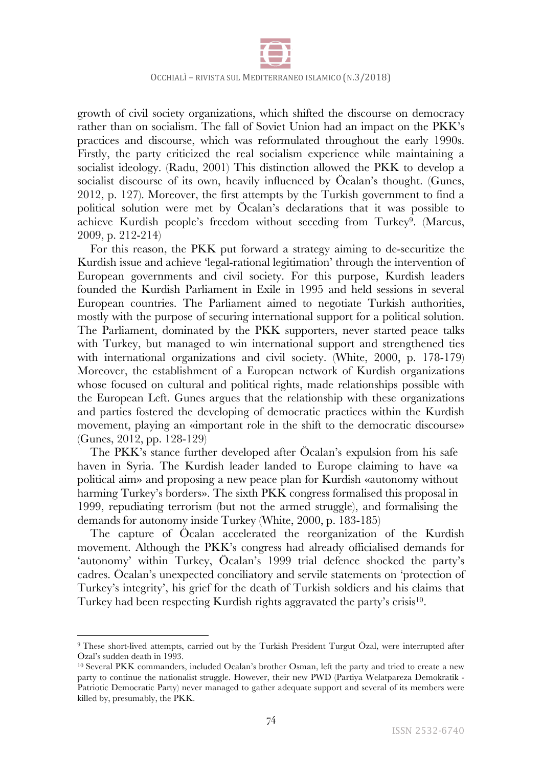growth of civil society organizations, which shifted the discourse on democracy rather than on socialism. The fall of Soviet Union had an impact on the PKK's practices and discourse, which was reformulated throughout the early 1990s. Firstly, the party criticized the real socialism experience while maintaining a socialist ideology. (Radu, 2001) This distinction allowed the PKK to develop a socialist discourse of its own, heavily influenced by Öcalan's thought. (Gunes, 2012, p. 127). Moreover, the first attempts by the Turkish government to find a political solution were met by Öcalan's declarations that it was possible to achieve Kurdish people's freedom without seceding from Turkey[9]. (Marcus, 2009, p. 212-214)

For this reason, the PKK put forward a strategy aiming to de-securitize the Kurdish issue and achieve 'legal-rational legitimation' through the intervention of European governments and civil society. For this purpose, Kurdish leaders founded the Kurdish Parliament in Exile in 1995 and held sessions in several European countries. The Parliament aimed to negotiate Turkish authorities, mostly with the purpose of securing international support for a political solution. The Parliament, dominated by the PKK supporters, never started peace talks with Turkey, but managed to win international support and strengthened ties with international organizations and civil society. (White, 2000, p. 178-179) Moreover, the establishment of a European network of Kurdish organizations whose focused on cultural and political rights, made relationships possible with the European Left. Gunes argues that the relationship with these organizations and parties fostered the developing of democratic practices within the Kurdish movement, playing an «important role in the shift to the democratic discourse» (Gunes, 2012, pp. 128-129)

The PKK's stance further developed after Öcalan's expulsion from his safe haven in Syria. The Kurdish leader landed to Europe claiming to have «a political aim» and proposing a new peace plan for Kurdish «autonomy without harming Turkey's borders». The sixth PKK congress formalised this proposal in 1999, repudiating terrorism (but not the armed struggle), and formalising the demands for autonomy inside Turkey (White, 2000, p. 183-185)

The capture of Öcalan accelerated the reorganization of the Kurdish movement. Although the PKK's congress had already officialised demands for 'autonomy' within Turkey, Öcalan's 1999 trial defence shocked the party's cadres. Öcalan's unexpected conciliatory and servile statements on 'protection of Turkey's integrity', his grief for the death of Turkish soldiers and his claims that Turkey had been respecting Kurdish rights aggravated the party's crisis[10].

---

[9] These short-lived attempts, carried out by the Turkish President Turgut Özal, were interrupted after Özal's sudden death in 1993.

[10] Several PKK commanders, included Ocalan's brother Osman, left the party and tried to create a new party to continue the nationalist struggle. However, their new PWD (Partiya Welatpareza Demokratik - Patriotic Democratic Party) never managed to gather adequate support and several of its members were killed by, presumably, the PKK.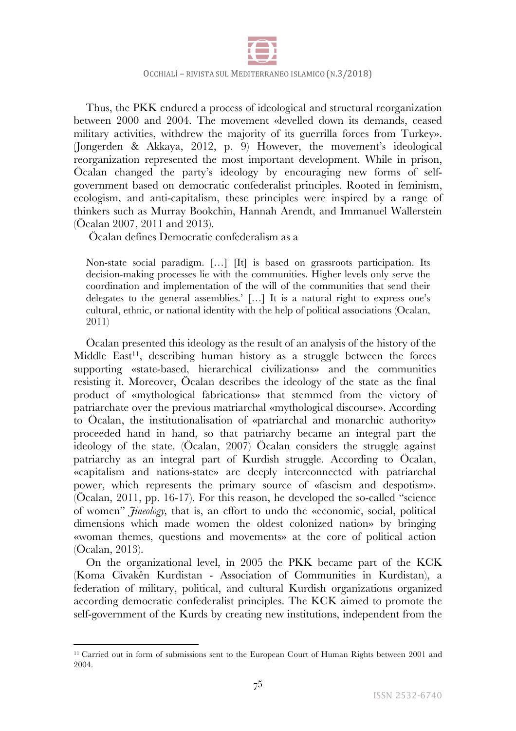Thus, the PKK endured a process of ideological and structural reorganization between 2000 and 2004. The movement «levelled down its demands, ceased military activities, withdrew the majority of its guerrilla forces from Turkey». (Jongerden & Akkaya, 2012, p. 9) However, the movement's ideological reorganization represented the most important development. While in prison, Öcalan changed the party's ideology by encouraging new forms of self-government based on democratic confederalist principles. Rooted in feminism, ecologism, and anti-capitalism, these principles were inspired by a range of thinkers such as Murray Bookchin, Hannah Arendt, and Immanuel Wallerstein (Öcalan 2007, 2011 and 2013).

Öcalan defines Democratic confederalism as a

> Non-state social paradigm. […] [It] is based on grassroots participation. Its decision-making processes lie with the communities. Higher levels only serve the coordination and implementation of the will of the communities that send their delegates to the general assemblies.' […] It is a natural right to express one's cultural, ethnic, or national identity with the help of political associations (Ocalan, 2011)

Öcalan presented this ideology as the result of an analysis of the history of the Middle East[11], describing human history as a struggle between the forces supporting «state-based, hierarchical civilizations» and the communities resisting it. Moreover, Öcalan describes the ideology of the state as the final product of «mythological fabrications» that stemmed from the victory of patriarchate over the previous matriarchal «mythological discourse». According to Öcalan, the institutionalisation of «patriarchal and monarchic authority» proceeded hand in hand, so that patriarchy became an integral part the ideology of the state. (Öcalan, 2007) Öcalan considers the struggle against patriarchy as an integral part of Kurdish struggle. According to Öcalan, «capitalism and nations-state» are deeply interconnected with patriarchal power, which represents the primary source of «fascism and despotism». (Öcalan, 2011, pp. 16-17). For this reason, he developed the so-called "science of women" *Jineology,* that is, an effort to undo the «economic, social, political dimensions which made women the oldest colonized nation» by bringing «woman themes, questions and movements» at the core of political action (Öcalan, 2013).

On the organizational level, in 2005 the PKK became part of the KCK (Koma Civakên Kurdistan - Association of Communities in Kurdistan), a federation of military, political, and cultural Kurdish organizations organized according democratic confederalist principles. The KCK aimed to promote the self-government of the Kurds by creating new institutions, independent from the

[11] Carried out in form of submissions sent to the European Court of Human Rights between 2001 and 2004.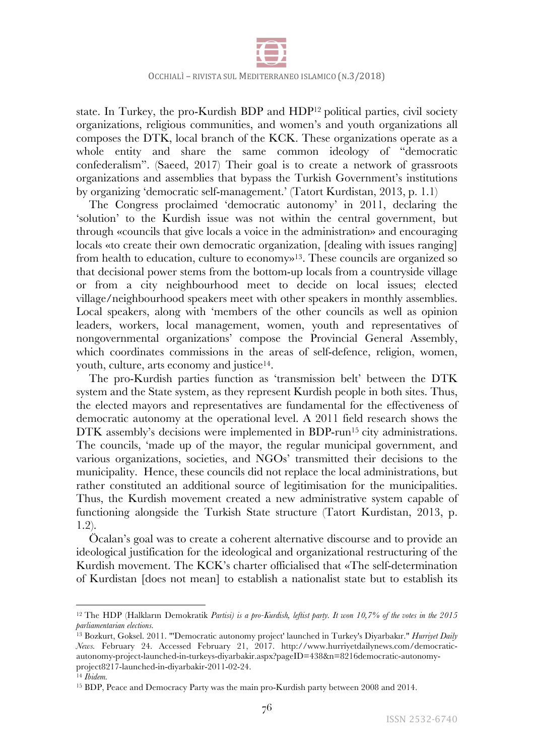state. In Turkey, the pro-Kurdish BDP and HDP[12] political parties, civil society organizations, religious communities, and women's and youth organizations all composes the DTK, local branch of the KCK. These organizations operate as a whole entity and share the same common ideology of "democratic confederalism". (Saeed, 2017) Their goal is to create a network of grassroots organizations and assemblies that bypass the Turkish Government's institutions by organizing 'democratic self-management.' (Tatort Kurdistan, 2013, p. 1.1)

The Congress proclaimed 'democratic autonomy' in 2011, declaring the 'solution' to the Kurdish issue was not within the central government, but through «councils that give locals a voice in the administration» and encouraging locals «to create their own democratic organization, [dealing with issues ranging] from health to education, culture to economy»[13]. These councils are organized so that decisional power stems from the bottom-up locals from a countryside village or from a city neighbourhood meet to decide on local issues; elected village/neighbourhood speakers meet with other speakers in monthly assemblies. Local speakers, along with 'members of the other councils as well as opinion leaders, workers, local management, women, youth and representatives of nongovernmental organizations' compose the Provincial General Assembly, which coordinates commissions in the areas of self-defence, religion, women, youth, culture, arts economy and justice[14].

The pro-Kurdish parties function as 'transmission belt' between the DTK system and the State system, as they represent Kurdish people in both sites. Thus, the elected mayors and representatives are fundamental for the effectiveness of democratic autonomy at the operational level. A 2011 field research shows the DTK assembly's decisions were implemented in BDP-run[15] city administrations. The councils, 'made up of the mayor, the regular municipal government, and various organizations, societies, and NGOs' transmitted their decisions to the municipality. Hence, these councils did not replace the local administrations, but rather constituted an additional source of legitimisation for the municipalities. Thus, the Kurdish movement created a new administrative system capable of functioning alongside the Turkish State structure (Tatort Kurdistan, 2013, p. 1.2).

Öcalan's goal was to create a coherent alternative discourse and to provide an ideological justification for the ideological and organizational restructuring of the Kurdish movement. The KCK's charter officialised that «The self-determination of Kurdistan [does not mean] to establish a nationalist state but to establish its

---

[12] The HDP (Halkların Demokratik *Partisi) is a pro-Kurdish, leftist party. It won 10,7% of the votes in the 2015 parliamentarian elections.*

[13] Bozkurt, Goksel. 2011. "'Democratic autonomy project' launched in Turkey's Diyarbakır." *Hurriyet Daily News.* February 24. Accessed February 21, 2017. http://www.hurriyetdailynews.com/democratic-autonomy-project-launched-in-turkeys-diyarbakir.aspx?pageID=438&n=8216democratic-autonomy-project8217-launched-in-diyarbakir-2011-02-24.

[14] *Ibidem.*

[15] BDP, Peace and Democracy Party was the main pro-Kurdish party between 2008 and 2014.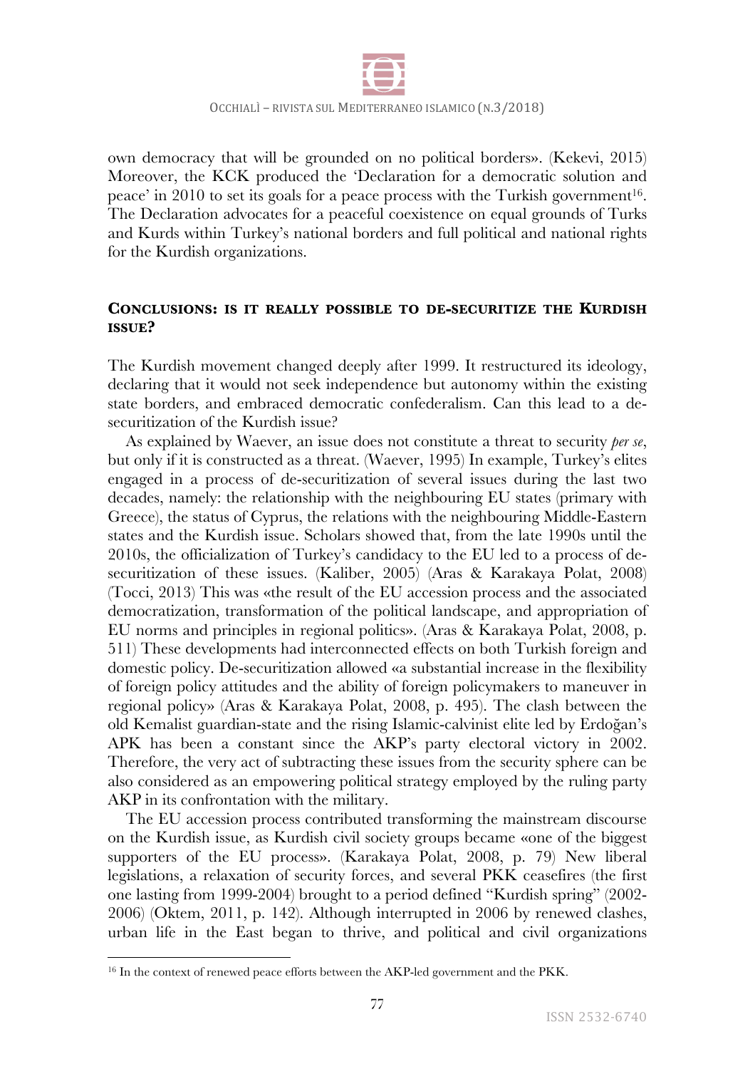own democracy that will be grounded on no political borders». (Kekevi, 2015) Moreover, the KCK produced the 'Declaration for a democratic solution and peace' in 2010 to set its goals for a peace process with the Turkish government[16]. The Declaration advocates for a peaceful coexistence on equal grounds of Turks and Kurds within Turkey's national borders and full political and national rights for the Kurdish organizations.

## CONCLUSIONS: IS IT REALLY POSSIBLE TO DE-SECURITIZE THE KURDISH ISSUE?

The Kurdish movement changed deeply after 1999. It restructured its ideology, declaring that it would not seek independence but autonomy within the existing state borders, and embraced democratic confederalism. Can this lead to a de-securitization of the Kurdish issue?

As explained by Waever, an issue does not constitute a threat to security *per se*, but only if it is constructed as a threat. (Waever, 1995) In example, Turkey's elites engaged in a process of de-securitization of several issues during the last two decades, namely: the relationship with the neighbouring EU states (primary with Greece), the status of Cyprus, the relations with the neighbouring Middle-Eastern states and the Kurdish issue. Scholars showed that, from the late 1990s until the 2010s, the officialization of Turkey's candidacy to the EU led to a process of de-securitization of these issues. (Kaliber, 2005) (Aras & Karakaya Polat, 2008) (Tocci, 2013) This was «the result of the EU accession process and the associated democratization, transformation of the political landscape, and appropriation of EU norms and principles in regional politics». (Aras & Karakaya Polat, 2008, p. 511) These developments had interconnected effects on both Turkish foreign and domestic policy. De-securitization allowed «a substantial increase in the flexibility of foreign policy attitudes and the ability of foreign policymakers to maneuver in regional policy» (Aras & Karakaya Polat, 2008, p. 495). The clash between the old Kemalist guardian-state and the rising Islamic-calvinist elite led by Erdoğan's APK has been a constant since the AKP's party electoral victory in 2002. Therefore, the very act of subtracting these issues from the security sphere can be also considered as an empowering political strategy employed by the ruling party AKP in its confrontation with the military.

The EU accession process contributed transforming the mainstream discourse on the Kurdish issue, as Kurdish civil society groups became «one of the biggest supporters of the EU process». (Karakaya Polat, 2008, p. 79) New liberal legislations, a relaxation of security forces, and several PKK ceasefires (the first one lasting from 1999-2004) brought to a period defined "Kurdish spring" (2002-2006) (Oktem, 2011, p. 142). Although interrupted in 2006 by renewed clashes, urban life in the East began to thrive, and political and civil organizations

[16] In the context of renewed peace efforts between the AKP-led government and the PKK.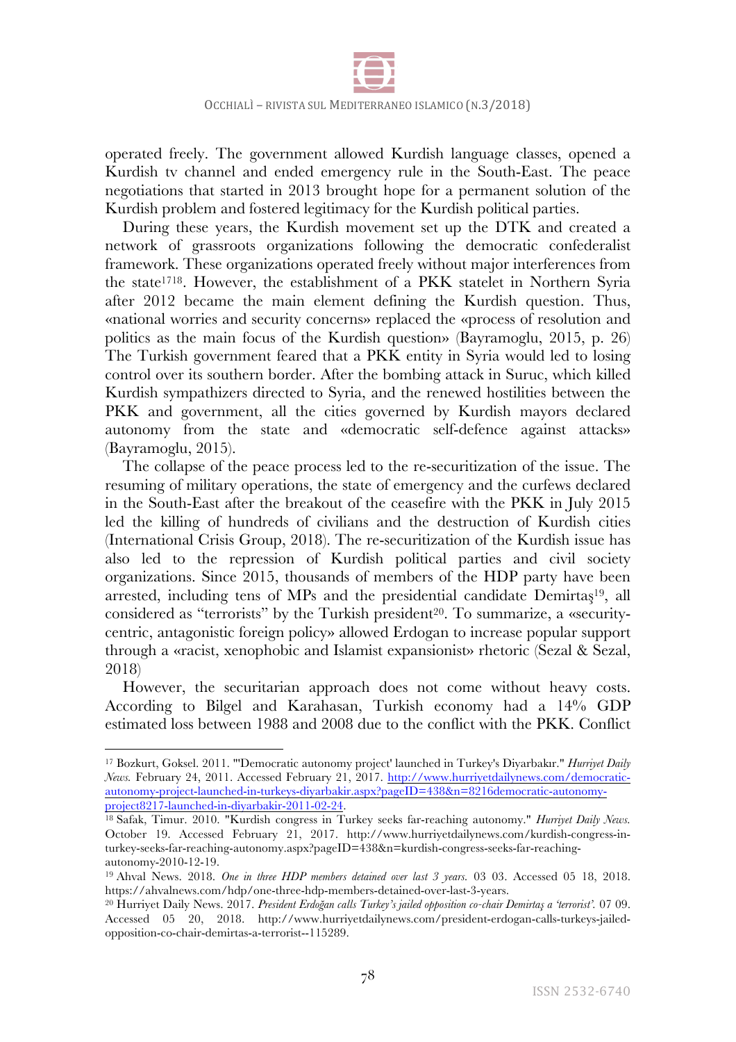operated freely. The government allowed Kurdish language classes, opened a Kurdish tv channel and ended emergency rule in the South-East. The peace negotiations that started in 2013 brought hope for a permanent solution of the Kurdish problem and fostered legitimacy for the Kurdish political parties.

During these years, the Kurdish movement set up the DTK and created a network of grassroots organizations following the democratic confederalist framework. These organizations operated freely without major interferences from the state[17][18]. However, the establishment of a PKK statelet in Northern Syria after 2012 became the main element defining the Kurdish question. Thus, «national worries and security concerns» replaced the «process of resolution and politics as the main focus of the Kurdish question» (Bayramoglu, 2015, p. 26) The Turkish government feared that a PKK entity in Syria would led to losing control over its southern border. After the bombing attack in Suruc, which killed Kurdish sympathizers directed to Syria, and the renewed hostilities between the PKK and government, all the cities governed by Kurdish mayors declared autonomy from the state and «democratic self-defence against attacks» (Bayramoglu, 2015).

The collapse of the peace process led to the re-securitization of the issue. The resuming of military operations, the state of emergency and the curfews declared in the South-East after the breakout of the ceasefire with the PKK in July 2015 led the killing of hundreds of civilians and the destruction of Kurdish cities (International Crisis Group, 2018). The re-securitization of the Kurdish issue has also led to the repression of Kurdish political parties and civil society organizations. Since 2015, thousands of members of the HDP party have been arrested, including tens of MPs and the presidential candidate Demirtaş[19], all considered as "terrorists" by the Turkish president[20]. To summarize, a «security-centric, antagonistic foreign policy» allowed Erdogan to increase popular support through a «racist, xenophobic and Islamist expansionist» rhetoric (Sezal & Sezal, 2018)

However, the securitarian approach does not come without heavy costs. According to Bilgel and Karahasan, Turkish economy had a 14% GDP estimated loss between 1988 and 2008 due to the conflict with the PKK. Conflict

---

[17] Bozkurt, Goksel. 2011. "'Democratic autonomy project' launched in Turkey's Diyarbakır." *Hurriyet Daily News.* February 24, 2011. Accessed February 21, 2017. http://www.hurriyetdailynews.com/democratic-autonomy-project-launched-in-turkeys-diyarbakir.aspx?pageID=438&n=8216democratic-autonomy-project8217-launched-in-diyarbakir-2011-02-24.

[18] Safak, Timur. 2010. "Kurdish congress in Turkey seeks far-reaching autonomy." *Hurriyet Daily News.* October 19. Accessed February 21, 2017. http://www.hurriyetdailynews.com/kurdish-congress-in-turkey-seeks-far-reaching-autonomy.aspx?pageID=438&n=kurdish-congress-seeks-far-reaching-autonomy-2010-12-19.

[19] Ahval News. 2018. *One in three HDP members detained over last 3 years.* 03 03. Accessed 05 18, 2018. https://ahvalnews.com/hdp/one-three-hdp-members-detained-over-last-3-years.

[20] Hurriyet Daily News. 2017. *President Erdoğan calls Turkey's jailed opposition co-chair Demirtaş a 'terrorist'.* 07 09. Accessed 05 20, 2018. http://www.hurriyetdailynews.com/president-erdogan-calls-turkeys-jailed-opposition-co-chair-demirtas-a-terrorist--115289.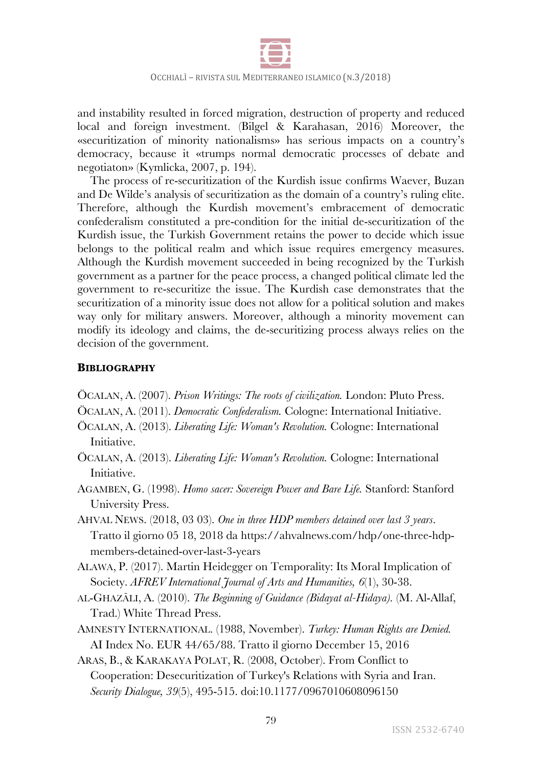and instability resulted in forced migration, destruction of property and reduced local and foreign investment. (Bilgel & Karahasan, 2016) Moreover, the «securitization of minority nationalisms» has serious impacts on a country's democracy, because it «trumps normal democratic processes of debate and negotiaton» (Kymlicka, 2007, p. 194).

The process of re-securitization of the Kurdish issue confirms Waever, Buzan and De Wilde's analysis of securitization as the domain of a country's ruling elite. Therefore, although the Kurdish movement's embracement of democratic confederalism constituted a pre-condition for the initial de-securitization of the Kurdish issue, the Turkish Government retains the power to decide which issue belongs to the political realm and which issue requires emergency measures. Although the Kurdish movement succeeded in being recognized by the Turkish government as a partner for the peace process, a changed political climate led the government to re-securitize the issue. The Kurdish case demonstrates that the securitization of a minority issue does not allow for a political solution and makes way only for military answers. Moreover, although a minority movement can modify its ideology and claims, the de-securitizing process always relies on the decision of the government.

## Bibliography

ÖCALAN, A. (2007). *Prison Writings: The roots of civilization.* London: Pluto Press.

ÖCALAN, A. (2011). *Democratic Confederalism.* Cologne: International Initiative.

ÖCALAN, A. (2013). *Liberating Life: Woman's Revolution.* Cologne: International Initiative.

ÖCALAN, A. (2013). *Liberating Life: Woman's Revolution.* Cologne: International Initiative.

AGAMBEN, G. (1998). *Homo sacer: Sovereign Power and Bare Life.* Stanford: Stanford University Press.

AHVAL NEWS. (2018, 03 03). *One in three HDP members detained over last 3 years*. Tratto il giorno 05 18, 2018 da https://ahvalnews.com/hdp/one-three-hdp-members-detained-over-last-3-years

ALAWA, P. (2017). Martin Heidegger on Temporality: Its Moral Implication of Society. *AFREV International Journal of Arts and Humanities, 6*(1), 30-38.

AL-GHAZĀLI, A. (2010). *The Beginning of Guidance (Bidayat al-Hidaya).* (M. Al-Allaf, Trad.) White Thread Press.

AMNESTY INTERNATIONAL. (1988, November). *Turkey: Human Rights are Denied.* AI Index No. EUR 44/65/88. Tratto il giorno December 15, 2016

ARAS, B., & KARAKAYA POLAT, R. (2008, October). From Conflict to Cooperation: Desecuritization of Turkey's Relations with Syria and Iran. *Security Dialogue, 39*(5), 495-515. doi:10.1177/0967010608096150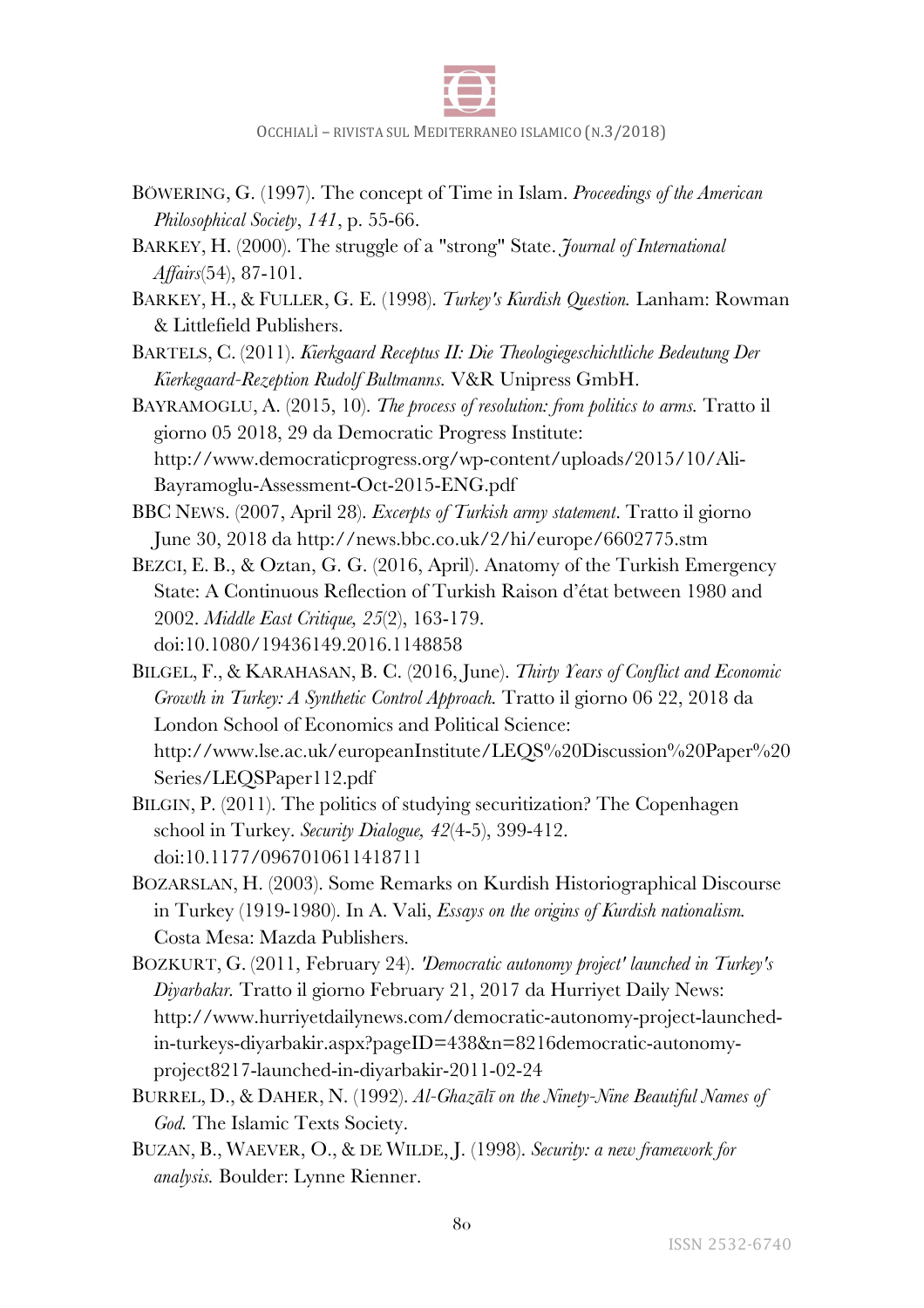BÖWERING, G. (1997). The concept of Time in Islam. *Proceedings of the American Philosophical Society*, *141*, p. 55-66.

BARKEY, H. (2000). The struggle of a "strong" State. *Journal of International Affairs*(54), 87-101.

BARKEY, H., & FULLER, G. E. (1998). *Turkey's Kurdish Question.* Lanham: Rowman & Littlefield Publishers.

BARTELS, C. (2011). *Kierkgaard Receptus II: Die Theologiegeschichtliche Bedeutung Der Kierkegaard-Rezeption Rudolf Bultmanns.* V&R Unipress GmbH.

BAYRAMOGLU, A. (2015, 10). *The process of resolution: from politics to arms.* Tratto il giorno 05 2018, 29 da Democratic Progress Institute: http://www.democraticprogress.org/wp-content/uploads/2015/10/Ali-Bayramoglu-Assessment-Oct-2015-ENG.pdf

BBC NEWS. (2007, April 28). *Excerpts of Turkish army statement*. Tratto il giorno June 30, 2018 da http://news.bbc.co.uk/2/hi/europe/6602775.stm

BEZCI, E. B., & Oztan, G. G. (2016, April). Anatomy of the Turkish Emergency State: A Continuous Reflection of Turkish Raison d'état between 1980 and 2002. *Middle East Critique, 25*(2), 163-179. doi:10.1080/19436149.2016.1148858

BILGEL, F., & KARAHASAN, B. C. (2016, June). *Thirty Years of Conflict and Economic Growth in Turkey: A Synthetic Control Approach.* Tratto il giorno 06 22, 2018 da London School of Economics and Political Science: http://www.lse.ac.uk/europeanInstitute/LEQS%20Discussion%20Paper%20Series/LEQSPaper112.pdf

BILGIN, P. (2011). The politics of studying securitization? The Copenhagen school in Turkey. *Security Dialogue, 42*(4-5), 399-412. doi:10.1177/0967010611418711

BOZARSLAN, H. (2003). Some Remarks on Kurdish Historiographical Discourse in Turkey (1919-1980). In A. Vali, *Essays on the origins of Kurdish nationalism.* Costa Mesa: Mazda Publishers.

BOZKURT, G. (2011, February 24). *'Democratic autonomy project' launched in Turkey's Diyarbakır.* Tratto il giorno February 21, 2017 da Hurriyet Daily News: http://www.hurriyetdailynews.com/democratic-autonomy-project-launched-in-turkeys-diyarbakir.aspx?pageID=438&n=8216democratic-autonomy-project8217-launched-in-diyarbakir-2011-02-24

BURREL, D., & DAHER, N. (1992). *Al-Ghazālī on the Ninety-Nine Beautiful Names of God.* The Islamic Texts Society.

BUZAN, B., WAEVER, O., & DE WILDE, J. (1998). *Security: a new framework for analysis.* Boulder: Lynne Rienner.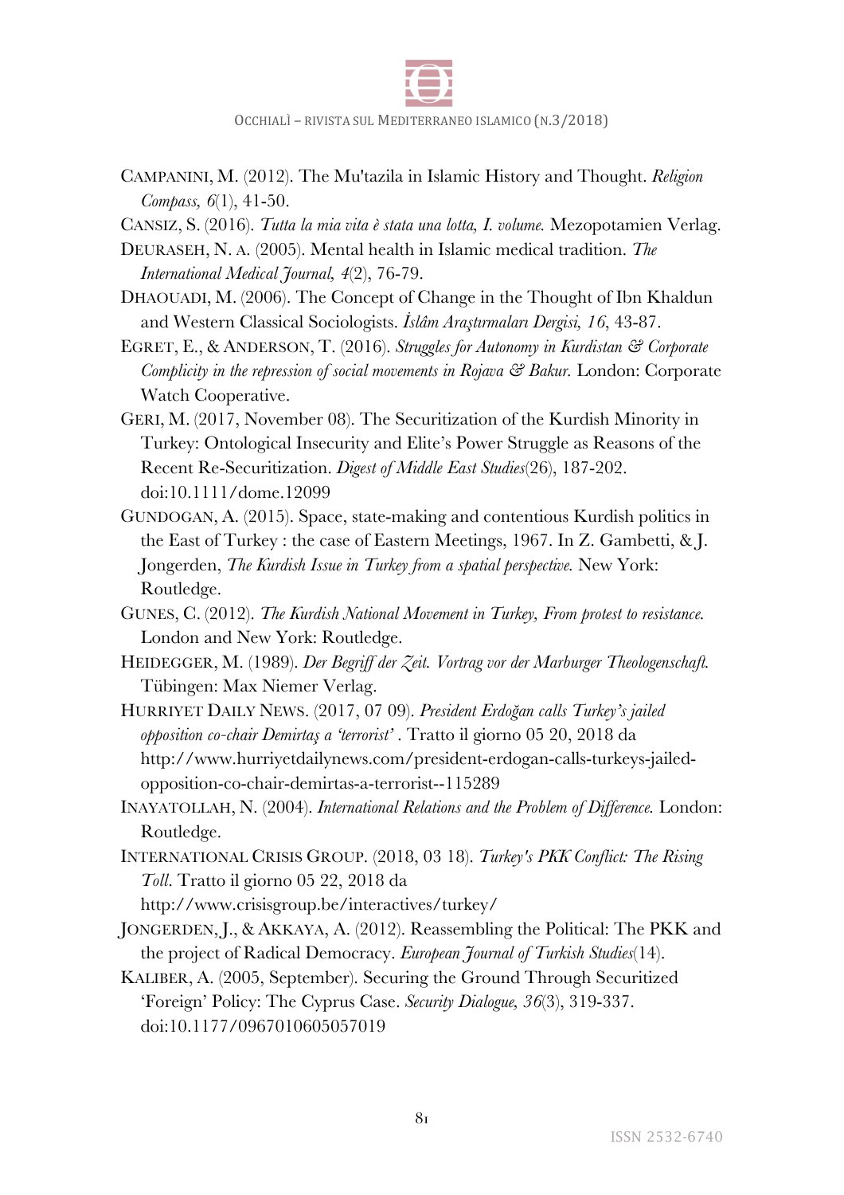CAMPANINI, M. (2012). The Mu'tazila in Islamic History and Thought. *Religion Compass, 6*(1), 41-50.

CANSIZ, S. (2016). *Tutta la mia vita è stata una lotta, I. volume.* Mezopotamien Verlag.

DEURASEH, N. A. (2005). Mental health in Islamic medical tradition. *The International Medical Journal, 4*(2), 76-79.

DHAOUADI, M. (2006). The Concept of Change in the Thought of Ibn Khaldun and Western Classical Sociologists. *İslâm Araştırmaları Dergisi, 16*, 43-87.

EGRET, E., & ANDERSON, T. (2016). *Struggles for Autonomy in Kurdistan & Corporate Complicity in the repression of social movements in Rojava & Bakur.* London: Corporate Watch Cooperative.

GERI, M. (2017, November 08). The Securitization of the Kurdish Minority in Turkey: Ontological Insecurity and Elite's Power Struggle as Reasons of the Recent Re-Securitization. *Digest of Middle East Studies*(26), 187-202. doi:10.1111/dome.12099

GUNDOGAN, A. (2015). Space, state-making and contentious Kurdish politics in the East of Turkey : the case of Eastern Meetings, 1967. In Z. Gambetti, & J. Jongerden, *The Kurdish Issue in Turkey from a spatial perspective.* New York: Routledge.

GUNES, C. (2012). *The Kurdish National Movement in Turkey, From protest to resistance.* London and New York: Routledge.

HEIDEGGER, M. (1989). *Der Begriff der Zeit. Vortrag vor der Marburger Theologenschaft.* Tübingen: Max Niemer Verlag.

HURRIYET DAILY NEWS. (2017, 07 09). *President Erdoğan calls Turkey's jailed opposition co-chair Demirtaş a 'terrorist'* . Tratto il giorno 05 20, 2018 da http://www.hurriyetdailynews.com/president-erdogan-calls-turkeys-jailed-opposition-co-chair-demirtas-a-terrorist--115289

INAYATOLLAH, N. (2004). *International Relations and the Problem of Difference.* London: Routledge.

INTERNATIONAL CRISIS GROUP. (2018, 03 18). *Turkey's PKK Conflict: The Rising Toll*. Tratto il giorno 05 22, 2018 da http://www.crisisgroup.be/interactives/turkey/

JONGERDEN, J., & AKKAYA, A. (2012). Reassembling the Political: The PKK and the project of Radical Democracy. *European Journal of Turkish Studies*(14).

KALIBER, A. (2005, September). Securing the Ground Through Securitized 'Foreign' Policy: The Cyprus Case. *Security Dialogue, 36*(3), 319-337. doi:10.1177/0967010605057019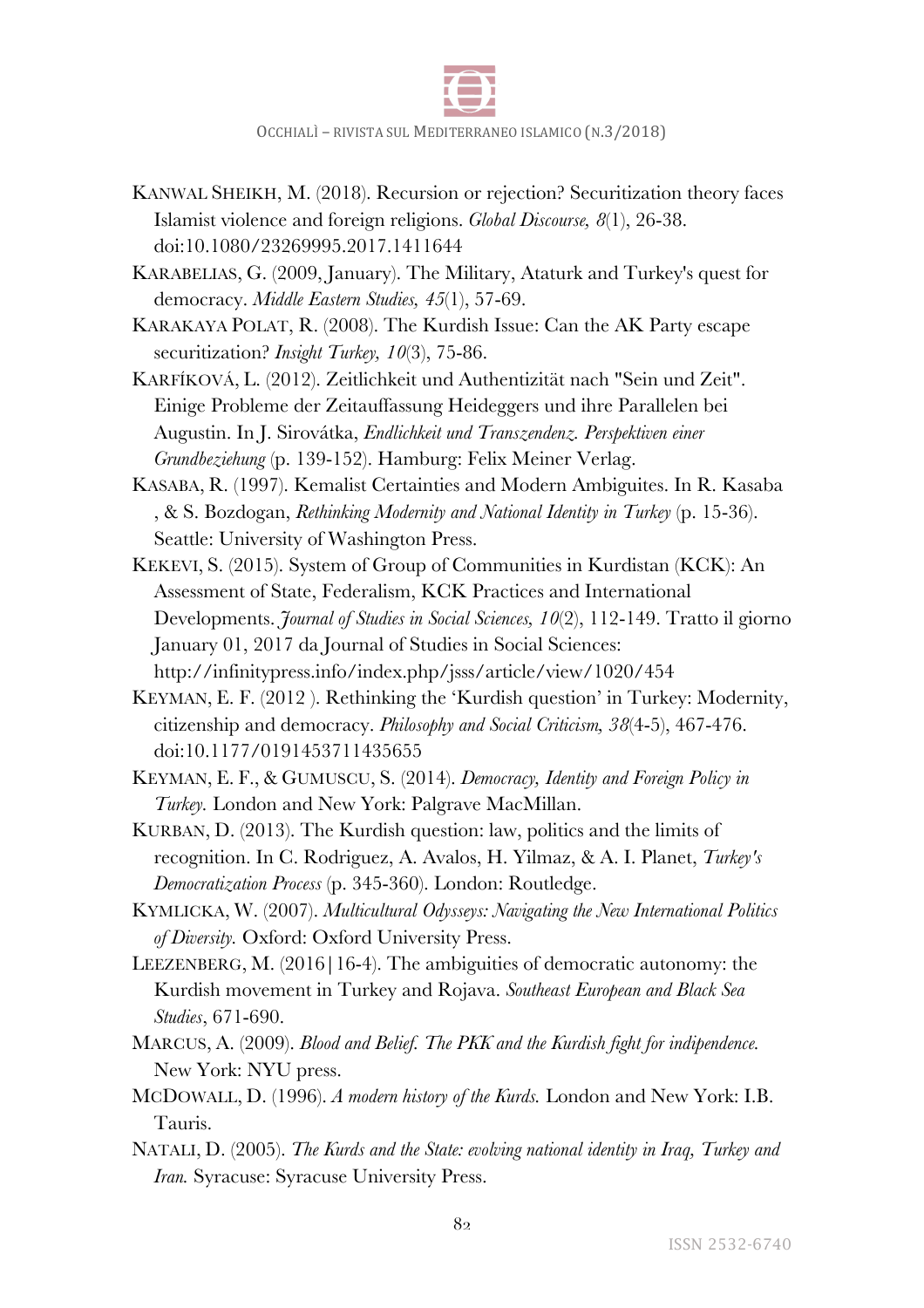KANWAL SHEIKH, M. (2018). Recursion or rejection? Securitization theory faces Islamist violence and foreign religions. *Global Discourse, 8*(1), 26-38. doi:10.1080/23269995.2017.1411644

KARABELIAS, G. (2009, January). The Military, Ataturk and Turkey's quest for democracy. *Middle Eastern Studies, 45*(1), 57-69.

KARAKAYA POLAT, R. (2008). The Kurdish Issue: Can the AK Party escape securitization? *Insight Turkey, 10*(3), 75-86.

KARFÍKOVÁ, L. (2012). Zeitlichkeit und Authentizität nach "Sein und Zeit". Einige Probleme der Zeitauffassung Heideggers und ihre Parallelen bei Augustin. In J. Sirovátka, *Endlichkeit und Transzendenz. Perspektiven einer Grundbeziehung* (p. 139-152). Hamburg: Felix Meiner Verlag.

KASABA, R. (1997). Kemalist Certainties and Modern Ambiguites. In R. Kasaba , & S. Bozdogan, *Rethinking Modernity and National Identity in Turkey* (p. 15-36). Seattle: University of Washington Press.

KEKEVI, S. (2015). System of Group of Communities in Kurdistan (KCK): An Assessment of State, Federalism, KCK Practices and International Developments. *Journal of Studies in Social Sciences, 10*(2), 112-149. Tratto il giorno January 01, 2017 da Journal of Studies in Social Sciences: http://infinitypress.info/index.php/jsss/article/view/1020/454

KEYMAN, E. F. (2012 ). Rethinking the 'Kurdish question' in Turkey: Modernity, citizenship and democracy. *Philosophy and Social Criticism, 38*(4-5), 467-476. doi:10.1177/0191453711435655

KEYMAN, E. F., & GUMUSCU, S. (2014). *Democracy, Identity and Foreign Policy in Turkey.* London and New York: Palgrave MacMillan.

KURBAN, D. (2013). The Kurdish question: law, politics and the limits of recognition. In C. Rodriguez, A. Avalos, H. Yilmaz, & A. I. Planet, *Turkey's Democratization Process* (p. 345-360). London: Routledge.

KYMLICKA, W. (2007). *Multicultural Odysseys: Navigating the New International Politics of Diversity.* Oxford: Oxford University Press.

LEEZENBERG, M. (2016|16-4). The ambiguities of democratic autonomy: the Kurdish movement in Turkey and Rojava. *Southeast European and Black Sea Studies*, 671-690.

MARCUS, A. (2009). *Blood and Belief. The PKK and the Kurdish fight for indipendence.* New York: NYU press.

MCDOWALL, D. (1996). *A modern history of the Kurds.* London and New York: I.B. Tauris.

NATALI, D. (2005). *The Kurds and the State: evolving national identity in Iraq, Turkey and Iran.* Syracuse: Syracuse University Press.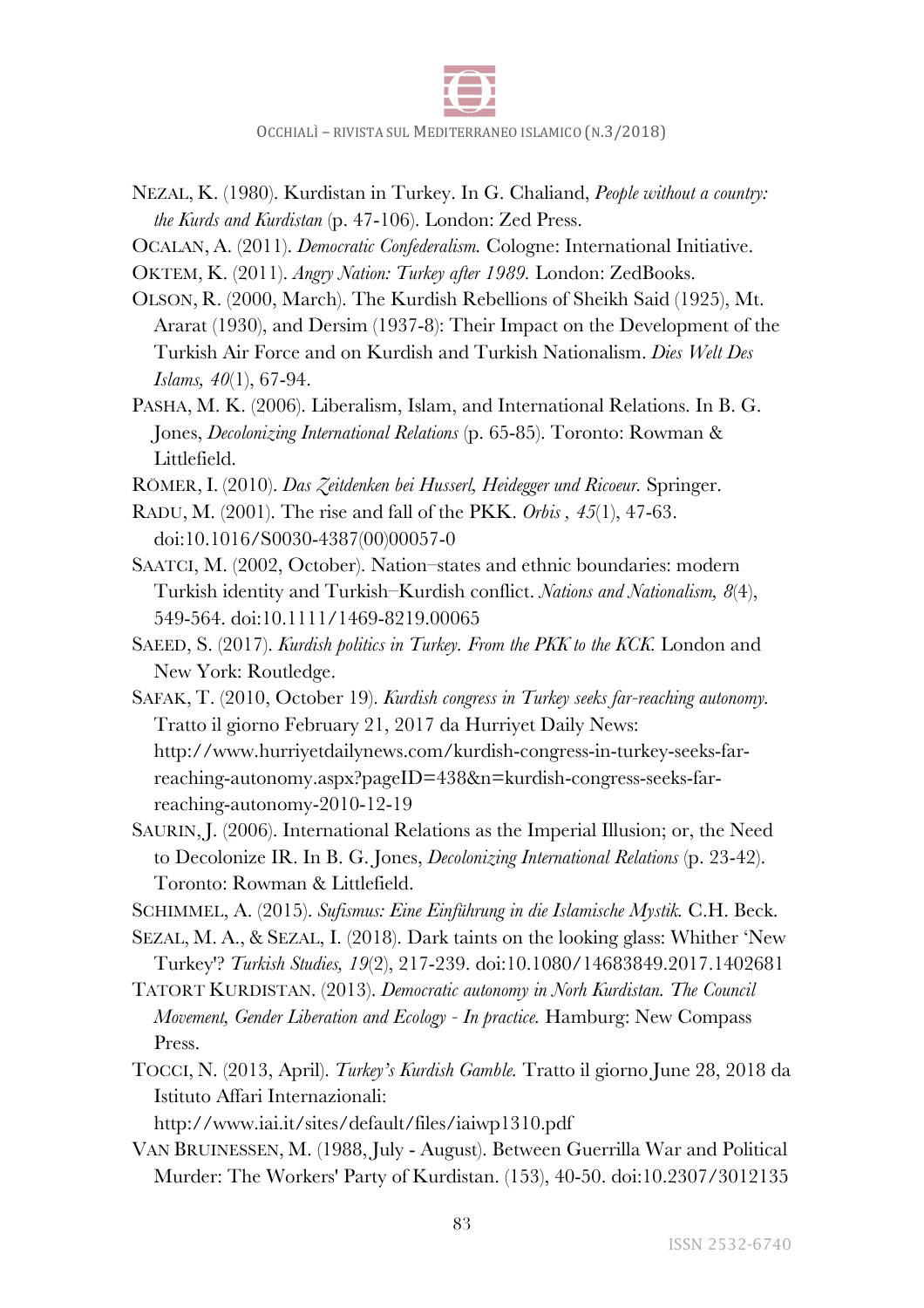NEZAL, K. (1980). Kurdistan in Turkey. In G. Chaliand, *People without a country: the Kurds and Kurdistan* (p. 47-106). London: Zed Press.

OCALAN, A. (2011). *Democratic Confederalism.* Cologne: International Initiative.

OKTEM, K. (2011). *Angry Nation: Turkey after 1989.* London: ZedBooks.

OLSON, R. (2000, March). The Kurdish Rebellions of Sheikh Said (1925), Mt. Ararat (1930), and Dersim (1937-8): Their Impact on the Development of the Turkish Air Force and on Kurdish and Turkish Nationalism. *Dies Welt Des Islams, 40*(1), 67-94.

PASHA, M. K. (2006). Liberalism, Islam, and International Relations. In B. G. Jones, *Decolonizing International Relations* (p. 65-85). Toronto: Rowman & Littlefield.

RÖMER, I. (2010). *Das Zeitdenken bei Husserl, Heidegger und Ricoeur.* Springer.

RADU, M. (2001). The rise and fall of the PKK. *Orbis , 45*(1), 47-63. doi:10.1016/S0030-4387(00)00057-0

SAATCI, M. (2002, October). Nation–states and ethnic boundaries: modern Turkish identity and Turkish–Kurdish conflict. *Nations and Nationalism, 8*(4), 549-564. doi:10.1111/1469-8219.00065

SAEED, S. (2017). *Kurdish politics in Turkey. From the PKK to the KCK.* London and New York: Routledge.

SAFAK, T. (2010, October 19). *Kurdish congress in Turkey seeks far-reaching autonomy.* Tratto il giorno February 21, 2017 da Hurriyet Daily News: http://www.hurriyetdailynews.com/kurdish-congress-in-turkey-seeks-far-reaching-autonomy.aspx?pageID=438&n=kurdish-congress-seeks-far-reaching-autonomy-2010-12-19

SAURIN, J. (2006). International Relations as the Imperial Illusion; or, the Need to Decolonize IR. In B. G. Jones, *Decolonizing International Relations* (p. 23-42). Toronto: Rowman & Littlefield.

SCHIMMEL, A. (2015). *Sufismus: Eine Einführung in die Islamische Mystik.* C.H. Beck.

SEZAL, M. A., & SEZAL, I. (2018). Dark taints on the looking glass: Whither 'New Turkey'? *Turkish Studies, 19*(2), 217-239. doi:10.1080/14683849.2017.1402681

TATORT KURDISTAN. (2013). *Democratic autonomy in Norh Kurdistan. The Council Movement, Gender Liberation and Ecology - In practice.* Hamburg: New Compass Press.

TOCCI, N. (2013, April). *Turkey's Kurdish Gamble.* Tratto il giorno June 28, 2018 da Istituto Affari Internazionali: http://www.iai.it/sites/default/files/iaiwp1310.pdf

VAN BRUINESSEN, M. (1988, July - August). Between Guerrilla War and Political Murder: The Workers' Party of Kurdistan. (153), 40-50. doi:10.2307/3012135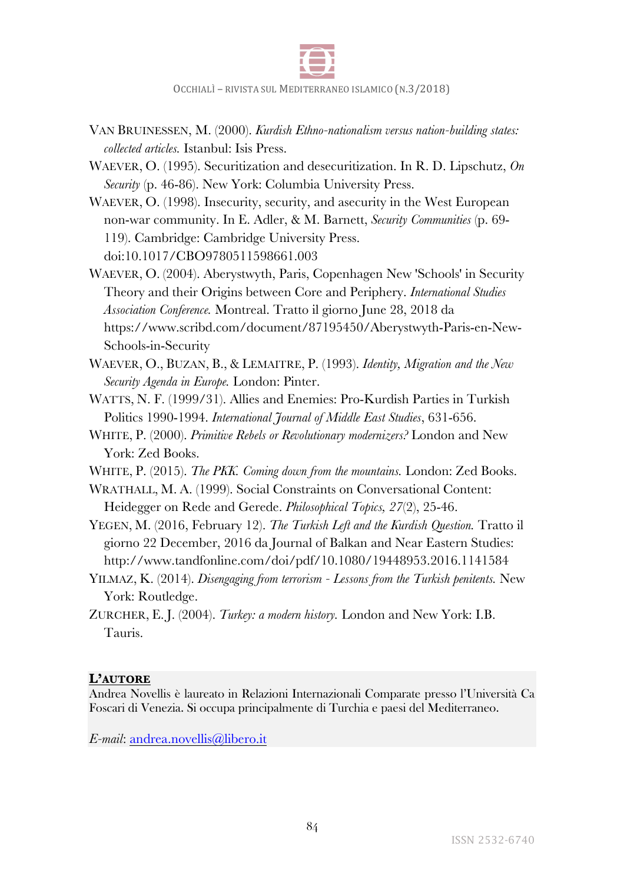VAN BRUINESSEN, M. (2000). *Kurdish Ethno-nationalism versus nation-building states: collected articles.* Istanbul: Isis Press.

WAEVER, O. (1995). Securitization and desecuritization. In R. D. Lipschutz, *On Security* (p. 46-86). New York: Columbia University Press.

WAEVER, O. (1998). Insecurity, security, and asecurity in the West European non-war community. In E. Adler, & M. Barnett, *Security Communities* (p. 69-119). Cambridge: Cambridge University Press. doi:10.1017/CBO9780511598661.003

WAEVER, O. (2004). Aberystwyth, Paris, Copenhagen New 'Schools' in Security Theory and their Origins between Core and Periphery. *International Studies Association Conference.* Montreal. Tratto il giorno June 28, 2018 da https://www.scribd.com/document/87195450/Aberystwyth-Paris-en-New-Schools-in-Security

WAEVER, O., BUZAN, B., & LEMAITRE, P. (1993). *Identity, Migration and the New Security Agenda in Europe.* London: Pinter.

WATTS, N. F. (1999/31). Allies and Enemies: Pro-Kurdish Parties in Turkish Politics 1990-1994. *International Journal of Middle East Studies*, 631-656.

WHITE, P. (2000). *Primitive Rebels or Revolutionary modernizers?* London and New York: Zed Books.

WHITE, P. (2015). *The PKK. Coming down from the mountains.* London: Zed Books.

WRATHALL, M. A. (1999). Social Constraints on Conversational Content: Heidegger on Rede and Gerede. *Philosophical Topics, 27*(2), 25-46.

YEGEN, M. (2016, February 12). *The Turkish Left and the Kurdish Question.* Tratto il giorno 22 December, 2016 da Journal of Balkan and Near Eastern Studies: http://www.tandfonline.com/doi/pdf/10.1080/19448953.2016.1141584

YILMAZ, K. (2014). *Disengaging from terrorism - Lessons from the Turkish penitents.* New York: Routledge.

ZURCHER, E. J. (2004). *Turkey: a modern history.* London and New York: I.B. Tauris.

**L'AUTORE**

Andrea Novellis è laureato in Relazioni Internazionali Comparate presso l'Università Ca Foscari di Venezia. Si occupa principalmente di Turchia e paesi del Mediterraneo.

*E-mail*: andrea.novellis@libero.it